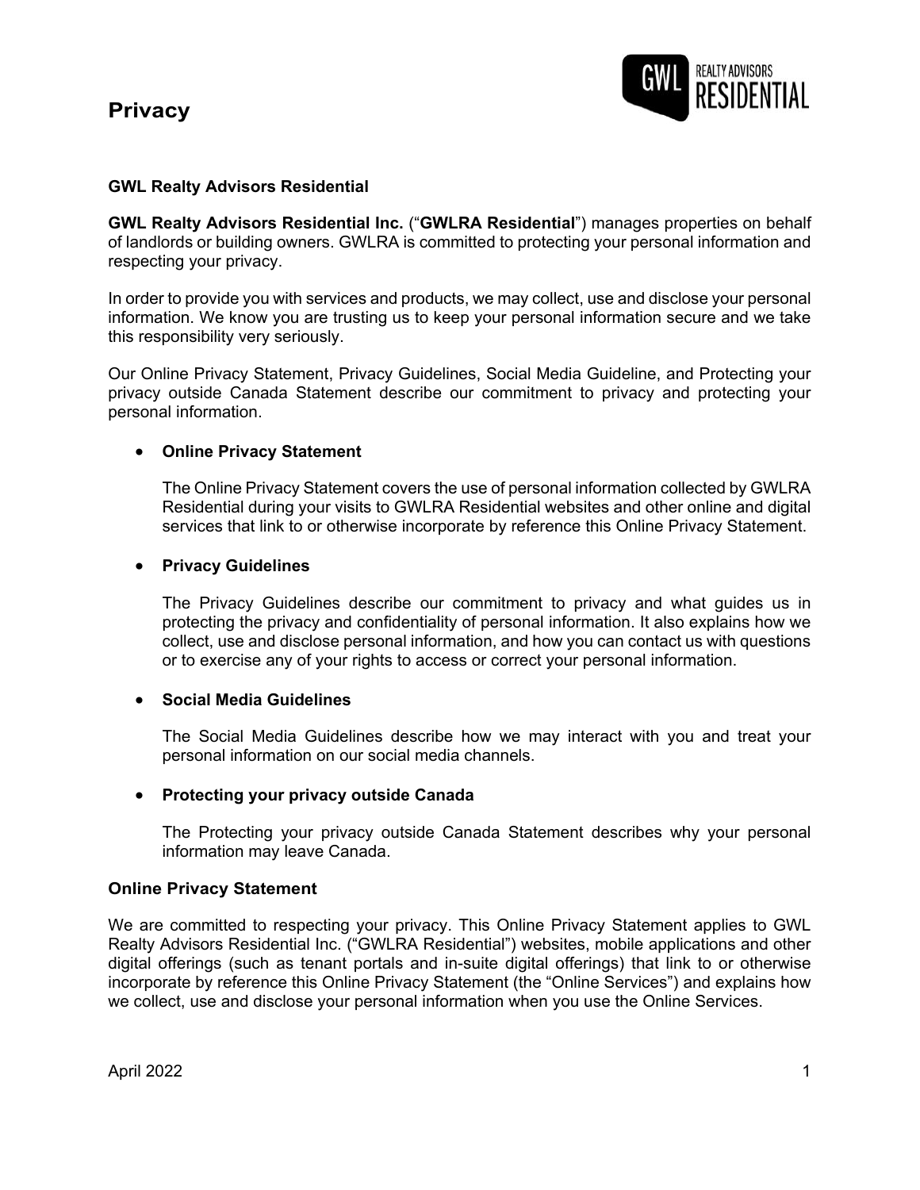# Privacy

### GWL Realty Advisors Residential

**GWL Realty Advisors Residential Inc.** ("**GWLRA Residential**") manages properties on behalf of landlords or building owners. GWLRA is committed to protecting your personal information and respecting your privacy.

In order to provide you with services and products, we may collect, use and disclose your personal information. We know you are trusting us to keep your personal information secure and we take this responsibility very seriously.

Our Online Privacy Statement, Privacy Guidelines, Social Media Guideline, and Protecting your privacy outside Canada Statement describe our commitment to privacy and protecting your personal information.

- **Online Privacy Statement**

  The Online Privacy Statement covers the use of personal information collected by GWLRA Residential during your visits to GWLRA Residential websites and other online and digital services that link to or otherwise incorporate by reference this Online Privacy Statement.

- **Privacy Guidelines**

  The Privacy Guidelines describe our commitment to privacy and what guides us in protecting the privacy and confidentiality of personal information. It also explains how we collect, use and disclose personal information, and how you can contact us with questions or to exercise any of your rights to access or correct your personal information.

- **Social Media Guidelines**

  The Social Media Guidelines describe how we may interact with you and treat your personal information on our social media channels.

- **Protecting your privacy outside Canada**

  The Protecting your privacy outside Canada Statement describes why your personal information may leave Canada.

### Online Privacy Statement

We are committed to respecting your privacy. This Online Privacy Statement applies to GWL Realty Advisors Residential Inc. ("GWLRA Residential") websites, mobile applications and other digital offerings (such as tenant portals and in-suite digital offerings) that link to or otherwise incorporate by reference this Online Privacy Statement (the "Online Services") and explains how we collect, use and disclose your personal information when you use the Online Services.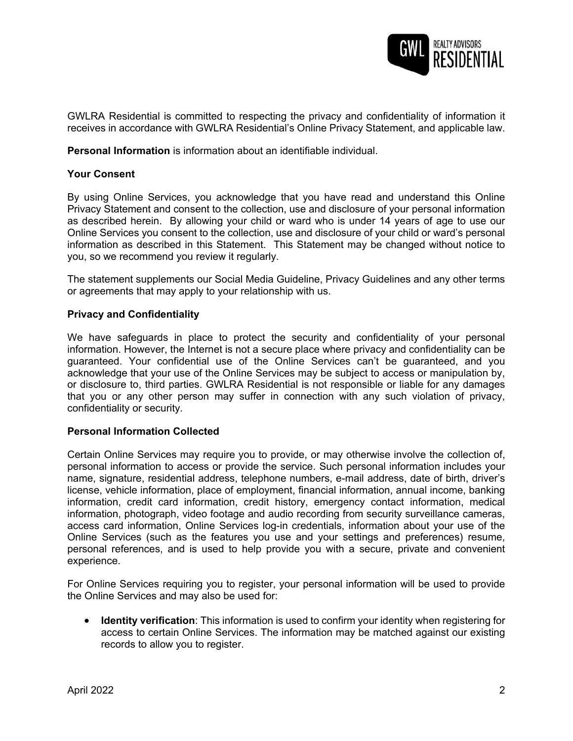GWLRA Residential is committed to respecting the privacy and confidentiality of information it receives in accordance with GWLRA Residential's Online Privacy Statement, and applicable law.

**Personal Information** is information about an identifiable individual.

**Your Consent**

By using Online Services, you acknowledge that you have read and understand this Online Privacy Statement and consent to the collection, use and disclosure of your personal information as described herein. By allowing your child or ward who is under 14 years of age to use our Online Services you consent to the collection, use and disclosure of your child or ward's personal information as described in this Statement. This Statement may be changed without notice to you, so we recommend you review it regularly.

The statement supplements our Social Media Guideline, Privacy Guidelines and any other terms or agreements that may apply to your relationship with us.

**Privacy and Confidentiality**

We have safeguards in place to protect the security and confidentiality of your personal information. However, the Internet is not a secure place where privacy and confidentiality can be guaranteed. Your confidential use of the Online Services can't be guaranteed, and you acknowledge that your use of the Online Services may be subject to access or manipulation by, or disclosure to, third parties. GWLRA Residential is not responsible or liable for any damages that you or any other person may suffer in connection with any such violation of privacy, confidentiality or security.

**Personal Information Collected**

Certain Online Services may require you to provide, or may otherwise involve the collection of, personal information to access or provide the service. Such personal information includes your name, signature, residential address, telephone numbers, e-mail address, date of birth, driver's license, vehicle information, place of employment, financial information, annual income, banking information, credit card information, credit history, emergency contact information, medical information, photograph, video footage and audio recording from security surveillance cameras, access card information, Online Services log-in credentials, information about your use of the Online Services (such as the features you use and your settings and preferences) resume, personal references, and is used to help provide you with a secure, private and convenient experience.

For Online Services requiring you to register, your personal information will be used to provide the Online Services and may also be used for:

- **Identity verification**: This information is used to confirm your identity when registering for access to certain Online Services. The information may be matched against our existing records to allow you to register.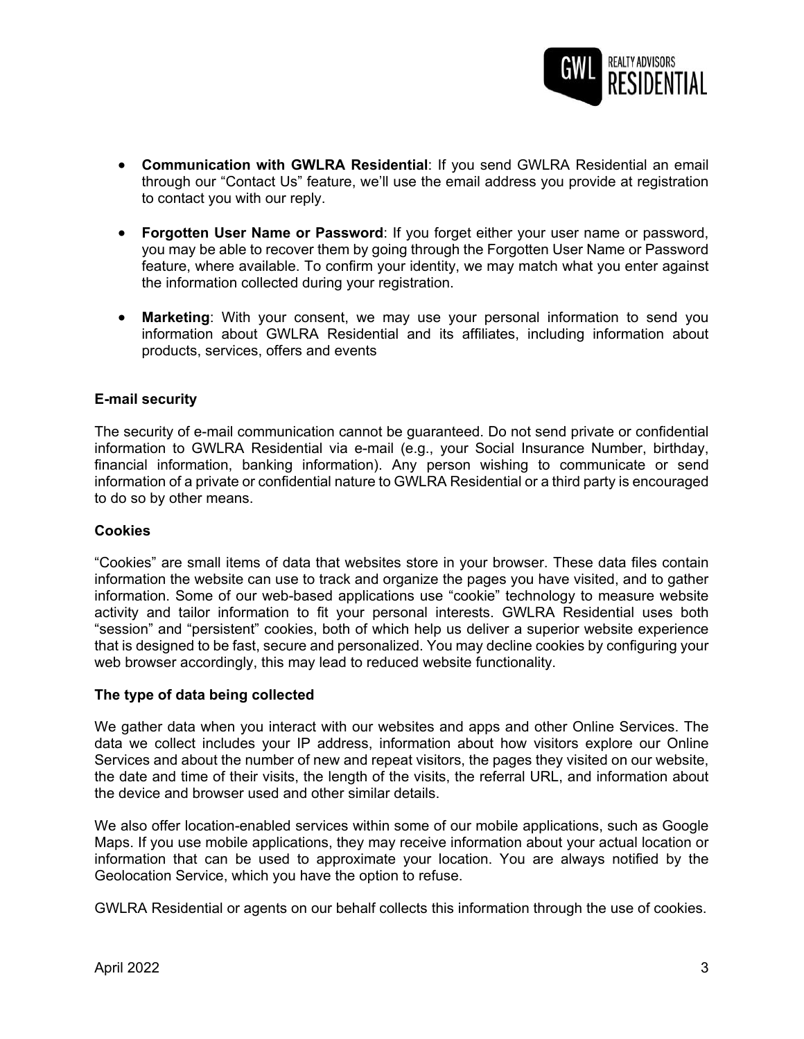- **Communication with GWLRA Residential**: If you send GWLRA Residential an email through our "Contact Us" feature, we'll use the email address you provide at registration to contact you with our reply.

- **Forgotten User Name or Password**: If you forget either your user name or password, you may be able to recover them by going through the Forgotten User Name or Password feature, where available. To confirm your identity, we may match what you enter against the information collected during your registration.

- **Marketing**: With your consent, we may use your personal information to send you information about GWLRA Residential and its affiliates, including information about products, services, offers and events

**E-mail security**

The security of e-mail communication cannot be guaranteed. Do not send private or confidential information to GWLRA Residential via e-mail (e.g., your Social Insurance Number, birthday, financial information, banking information). Any person wishing to communicate or send information of a private or confidential nature to GWLRA Residential or a third party is encouraged to do so by other means.

**Cookies**

"Cookies" are small items of data that websites store in your browser. These data files contain information the website can use to track and organize the pages you have visited, and to gather information. Some of our web-based applications use "cookie" technology to measure website activity and tailor information to fit your personal interests. GWLRA Residential uses both "session" and "persistent" cookies, both of which help us deliver a superior website experience that is designed to be fast, secure and personalized. You may decline cookies by configuring your web browser accordingly, this may lead to reduced website functionality.

**The type of data being collected**

We gather data when you interact with our websites and apps and other Online Services. The data we collect includes your IP address, information about how visitors explore our Online Services and about the number of new and repeat visitors, the pages they visited on our website, the date and time of their visits, the length of the visits, the referral URL, and information about the device and browser used and other similar details.

We also offer location-enabled services within some of our mobile applications, such as Google Maps. If you use mobile applications, they may receive information about your actual location or information that can be used to approximate your location. You are always notified by the Geolocation Service, which you have the option to refuse.

GWLRA Residential or agents on our behalf collects this information through the use of cookies.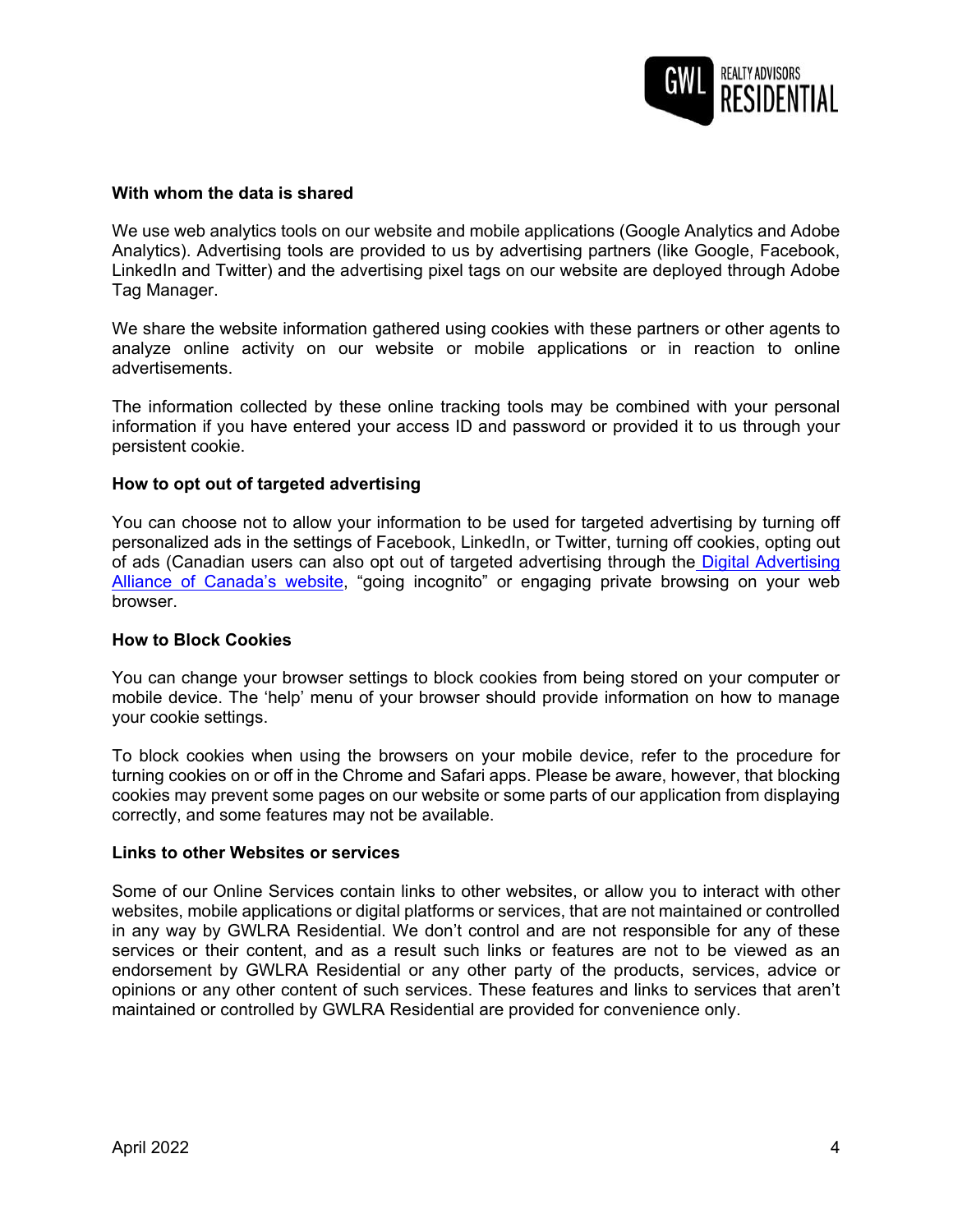**With whom the data is shared**

We use web analytics tools on our website and mobile applications (Google Analytics and Adobe Analytics). Advertising tools are provided to us by advertising partners (like Google, Facebook, LinkedIn and Twitter) and the advertising pixel tags on our website are deployed through Adobe Tag Manager.

We share the website information gathered using cookies with these partners or other agents to analyze online activity on our website or mobile applications or in reaction to online advertisements.

The information collected by these online tracking tools may be combined with your personal information if you have entered your access ID and password or provided it to us through your persistent cookie.

**How to opt out of targeted advertising**

You can choose not to allow your information to be used for targeted advertising by turning off personalized ads in the settings of Facebook, LinkedIn, or Twitter, turning off cookies, opting out of ads (Canadian users can also opt out of targeted advertising through the Digital Advertising Alliance of Canada's website, "going incognito" or engaging private browsing on your web browser.

**How to Block Cookies**

You can change your browser settings to block cookies from being stored on your computer or mobile device. The 'help' menu of your browser should provide information on how to manage your cookie settings.

To block cookies when using the browsers on your mobile device, refer to the procedure for turning cookies on or off in the Chrome and Safari apps. Please be aware, however, that blocking cookies may prevent some pages on our website or some parts of our application from displaying correctly, and some features may not be available.

**Links to other Websites or services**

Some of our Online Services contain links to other websites, or allow you to interact with other websites, mobile applications or digital platforms or services, that are not maintained or controlled in any way by GWLRA Residential. We don't control and are not responsible for any of these services or their content, and as a result such links or features are not to be viewed as an endorsement by GWLRA Residential or any other party of the products, services, advice or opinions or any other content of such services. These features and links to services that aren't maintained or controlled by GWLRA Residential are provided for convenience only.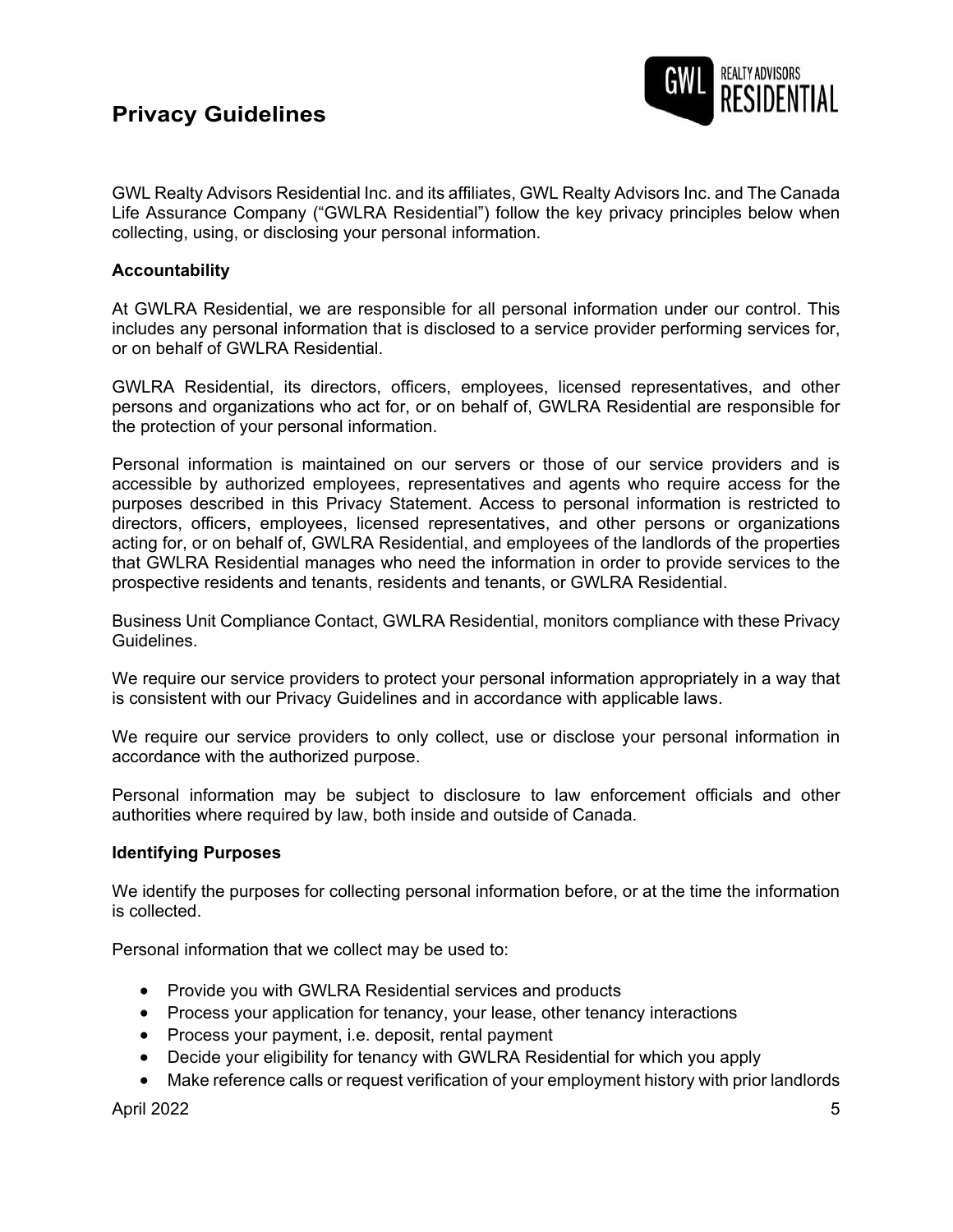# Privacy Guidelines

GWL Realty Advisors Residential Inc. and its affiliates, GWL Realty Advisors Inc. and The Canada Life Assurance Company ("GWLRA Residential") follow the key privacy principles below when collecting, using, or disclosing your personal information.

**Accountability**

At GWLRA Residential, we are responsible for all personal information under our control. This includes any personal information that is disclosed to a service provider performing services for, or on behalf of GWLRA Residential.

GWLRA Residential, its directors, officers, employees, licensed representatives, and other persons and organizations who act for, or on behalf of, GWLRA Residential are responsible for the protection of your personal information.

Personal information is maintained on our servers or those of our service providers and is accessible by authorized employees, representatives and agents who require access for the purposes described in this Privacy Statement. Access to personal information is restricted to directors, officers, employees, licensed representatives, and other persons or organizations acting for, or on behalf of, GWLRA Residential, and employees of the landlords of the properties that GWLRA Residential manages who need the information in order to provide services to the prospective residents and tenants, residents and tenants, or GWLRA Residential.

Business Unit Compliance Contact, GWLRA Residential, monitors compliance with these Privacy Guidelines.

We require our service providers to protect your personal information appropriately in a way that is consistent with our Privacy Guidelines and in accordance with applicable laws.

We require our service providers to only collect, use or disclose your personal information in accordance with the authorized purpose.

Personal information may be subject to disclosure to law enforcement officials and other authorities where required by law, both inside and outside of Canada.

**Identifying Purposes**

We identify the purposes for collecting personal information before, or at the time the information is collected.

Personal information that we collect may be used to:

- Provide you with GWLRA Residential services and products
- Process your application for tenancy, your lease, other tenancy interactions
- Process your payment, i.e. deposit, rental payment
- Decide your eligibility for tenancy with GWLRA Residential for which you apply
- Make reference calls or request verification of your employment history with prior landlords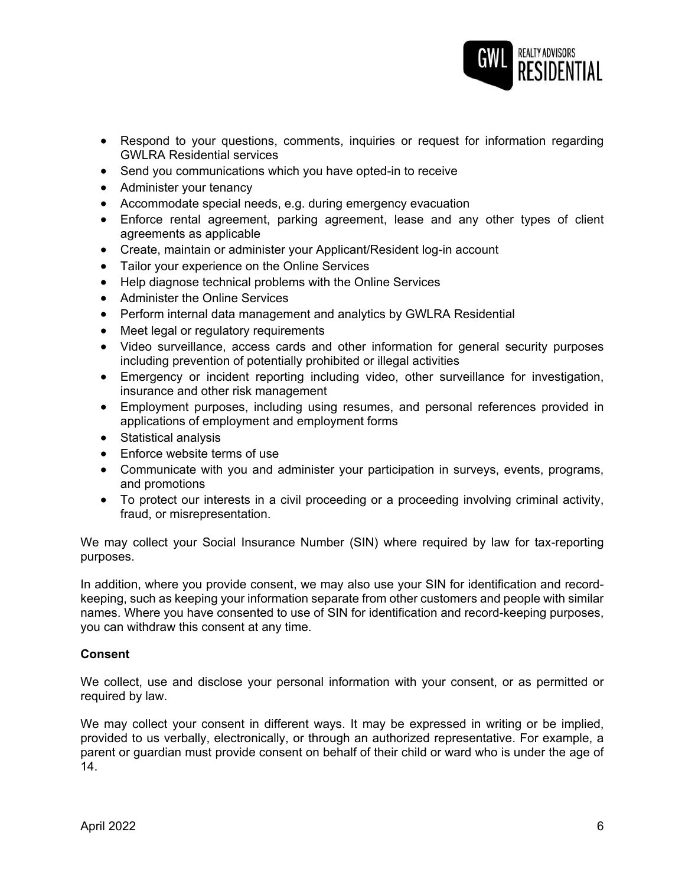- Respond to your questions, comments, inquiries or request for information regarding GWLRA Residential services
- Send you communications which you have opted-in to receive
- Administer your tenancy
- Accommodate special needs, e.g. during emergency evacuation
- Enforce rental agreement, parking agreement, lease and any other types of client agreements as applicable
- Create, maintain or administer your Applicant/Resident log-in account
- Tailor your experience on the Online Services
- Help diagnose technical problems with the Online Services
- Administer the Online Services
- Perform internal data management and analytics by GWLRA Residential
- Meet legal or regulatory requirements
- Video surveillance, access cards and other information for general security purposes including prevention of potentially prohibited or illegal activities
- Emergency or incident reporting including video, other surveillance for investigation, insurance and other risk management
- Employment purposes, including using resumes, and personal references provided in applications of employment and employment forms
- Statistical analysis
- Enforce website terms of use
- Communicate with you and administer your participation in surveys, events, programs, and promotions
- To protect our interests in a civil proceeding or a proceeding involving criminal activity, fraud, or misrepresentation.

We may collect your Social Insurance Number (SIN) where required by law for tax-reporting purposes.

In addition, where you provide consent, we may also use your SIN for identification and record-keeping, such as keeping your information separate from other customers and people with similar names. Where you have consented to use of SIN for identification and record-keeping purposes, you can withdraw this consent at any time.

**Consent**

We collect, use and disclose your personal information with your consent, or as permitted or required by law.

We may collect your consent in different ways. It may be expressed in writing or be implied, provided to us verbally, electronically, or through an authorized representative. For example, a parent or guardian must provide consent on behalf of their child or ward who is under the age of 14.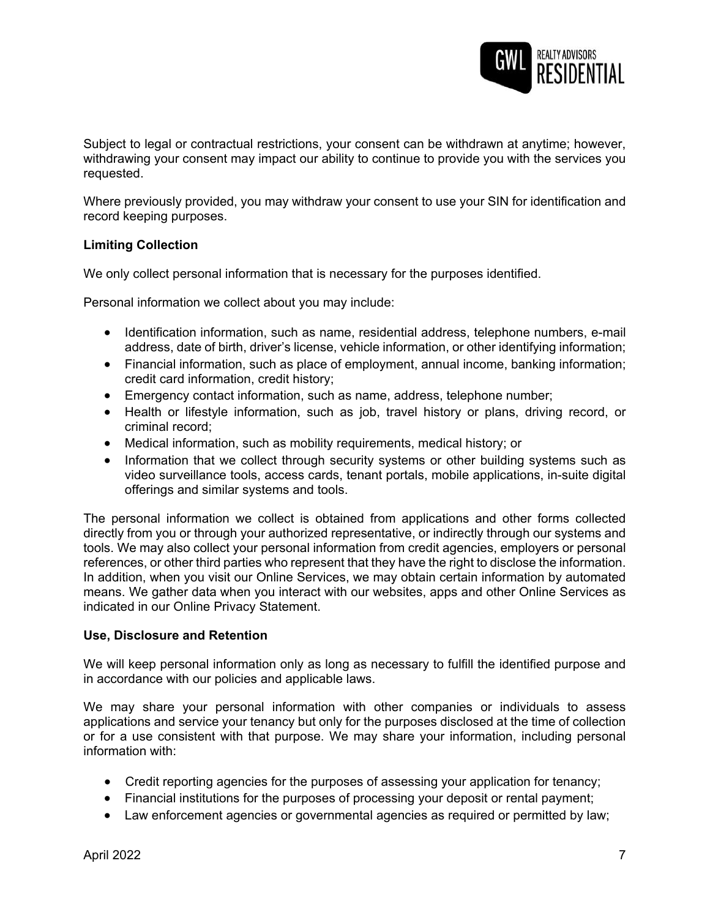Subject to legal or contractual restrictions, your consent can be withdrawn at anytime; however, withdrawing your consent may impact our ability to continue to provide you with the services you requested.

Where previously provided, you may withdraw your consent to use your SIN for identification and record keeping purposes.

**Limiting Collection**

We only collect personal information that is necessary for the purposes identified.

Personal information we collect about you may include:

- Identification information, such as name, residential address, telephone numbers, e-mail address, date of birth, driver's license, vehicle information, or other identifying information;
- Financial information, such as place of employment, annual income, banking information; credit card information, credit history;
- Emergency contact information, such as name, address, telephone number;
- Health or lifestyle information, such as job, travel history or plans, driving record, or criminal record;
- Medical information, such as mobility requirements, medical history; or
- Information that we collect through security systems or other building systems such as video surveillance tools, access cards, tenant portals, mobile applications, in-suite digital offerings and similar systems and tools.

The personal information we collect is obtained from applications and other forms collected directly from you or through your authorized representative, or indirectly through our systems and tools. We may also collect your personal information from credit agencies, employers or personal references, or other third parties who represent that they have the right to disclose the information. In addition, when you visit our Online Services, we may obtain certain information by automated means. We gather data when you interact with our websites, apps and other Online Services as indicated in our Online Privacy Statement.

**Use, Disclosure and Retention**

We will keep personal information only as long as necessary to fulfill the identified purpose and in accordance with our policies and applicable laws.

We may share your personal information with other companies or individuals to assess applications and service your tenancy but only for the purposes disclosed at the time of collection or for a use consistent with that purpose. We may share your information, including personal information with:

- Credit reporting agencies for the purposes of assessing your application for tenancy;
- Financial institutions for the purposes of processing your deposit or rental payment;
- Law enforcement agencies or governmental agencies as required or permitted by law;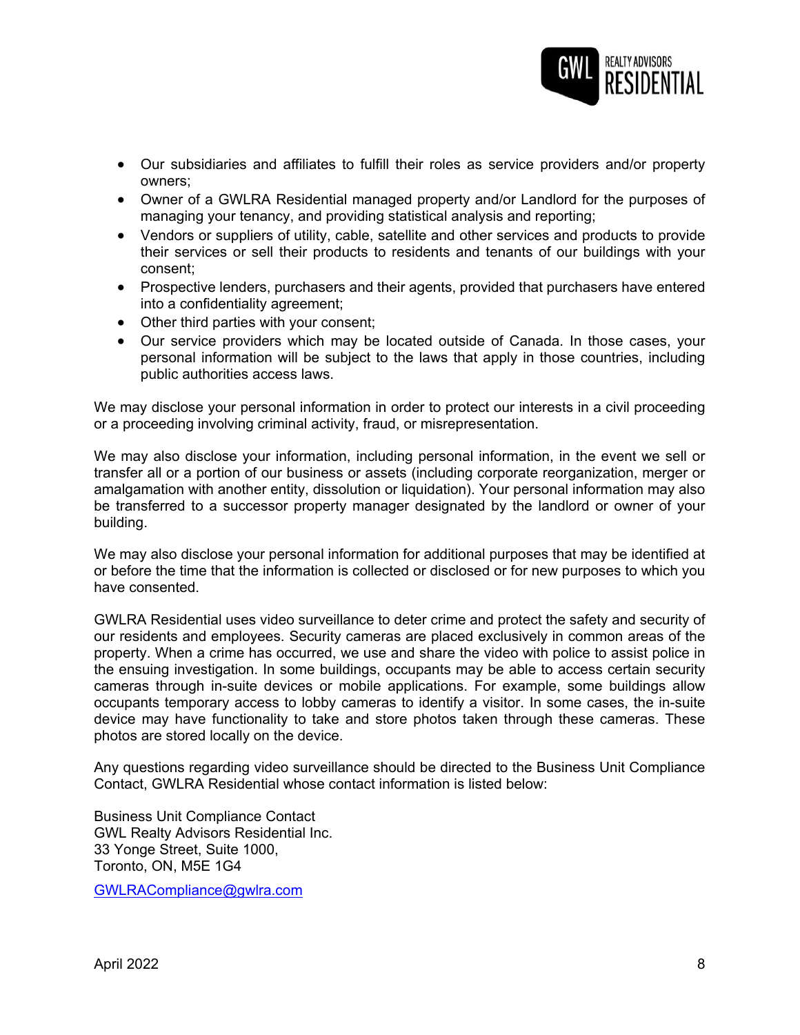- Our subsidiaries and affiliates to fulfill their roles as service providers and/or property owners;
- Owner of a GWLRA Residential managed property and/or Landlord for the purposes of managing your tenancy, and providing statistical analysis and reporting;
- Vendors or suppliers of utility, cable, satellite and other services and products to provide their services or sell their products to residents and tenants of our buildings with your consent;
- Prospective lenders, purchasers and their agents, provided that purchasers have entered into a confidentiality agreement;
- Other third parties with your consent;
- Our service providers which may be located outside of Canada. In those cases, your personal information will be subject to the laws that apply in those countries, including public authorities access laws.

We may disclose your personal information in order to protect our interests in a civil proceeding or a proceeding involving criminal activity, fraud, or misrepresentation.

We may also disclose your information, including personal information, in the event we sell or transfer all or a portion of our business or assets (including corporate reorganization, merger or amalgamation with another entity, dissolution or liquidation). Your personal information may also be transferred to a successor property manager designated by the landlord or owner of your building.

We may also disclose your personal information for additional purposes that may be identified at or before the time that the information is collected or disclosed or for new purposes to which you have consented.

GWLRA Residential uses video surveillance to deter crime and protect the safety and security of our residents and employees. Security cameras are placed exclusively in common areas of the property. When a crime has occurred, we use and share the video with police to assist police in the ensuing investigation. In some buildings, occupants may be able to access certain security cameras through in-suite devices or mobile applications. For example, some buildings allow occupants temporary access to lobby cameras to identify a visitor. In some cases, the in-suite device may have functionality to take and store photos taken through these cameras. These photos are stored locally on the device.

Any questions regarding video surveillance should be directed to the Business Unit Compliance Contact, GWLRA Residential whose contact information is listed below:

Business Unit Compliance Contact
GWL Realty Advisors Residential Inc.
33 Yonge Street, Suite 1000,
Toronto, ON, M5E 1G4

GWLRACompliance@gwlra.com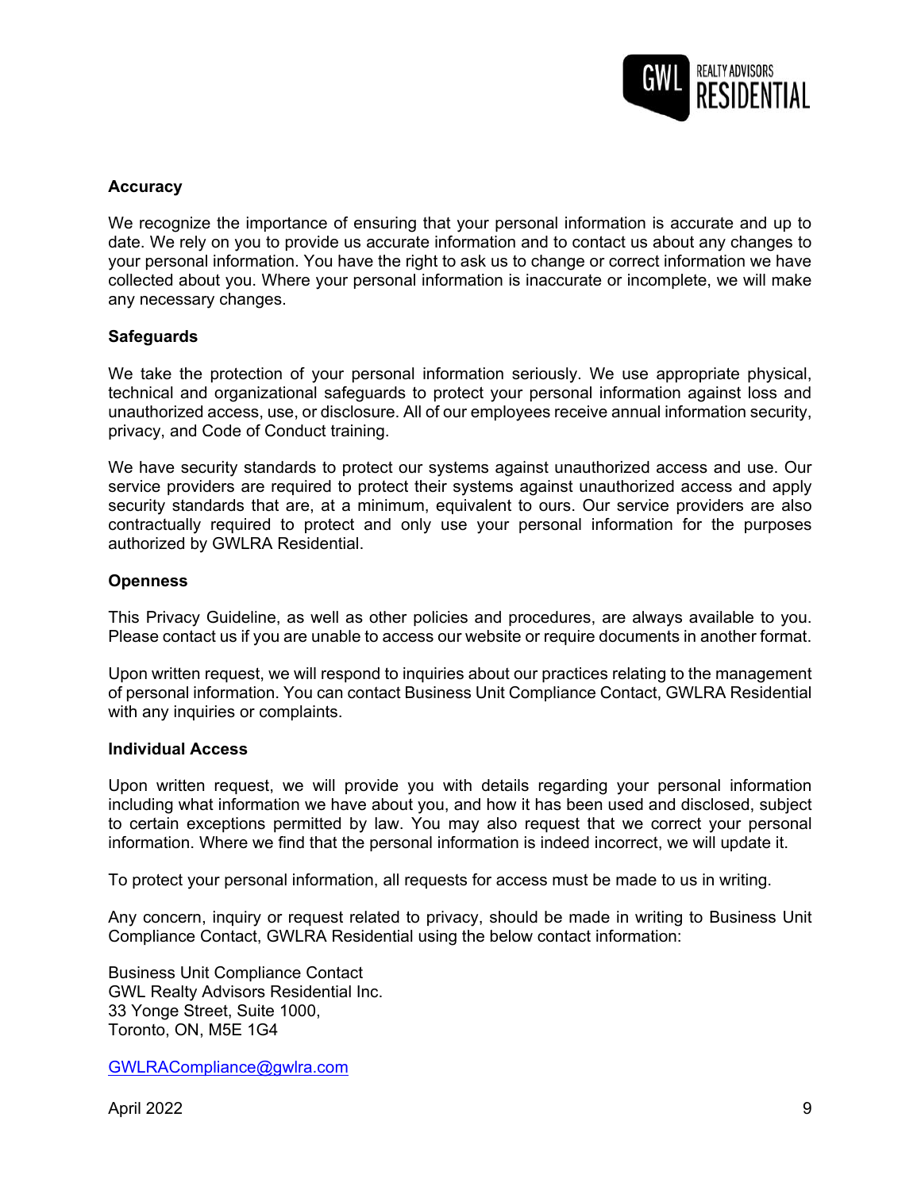**Accuracy**

We recognize the importance of ensuring that your personal information is accurate and up to date. We rely on you to provide us accurate information and to contact us about any changes to your personal information. You have the right to ask us to change or correct information we have collected about you. Where your personal information is inaccurate or incomplete, we will make any necessary changes.

**Safeguards**

We take the protection of your personal information seriously. We use appropriate physical, technical and organizational safeguards to protect your personal information against loss and unauthorized access, use, or disclosure. All of our employees receive annual information security, privacy, and Code of Conduct training.

We have security standards to protect our systems against unauthorized access and use. Our service providers are required to protect their systems against unauthorized access and apply security standards that are, at a minimum, equivalent to ours. Our service providers are also contractually required to protect and only use your personal information for the purposes authorized by GWLRA Residential.

**Openness**

This Privacy Guideline, as well as other policies and procedures, are always available to you. Please contact us if you are unable to access our website or require documents in another format.

Upon written request, we will respond to inquiries about our practices relating to the management of personal information. You can contact Business Unit Compliance Contact, GWLRA Residential with any inquiries or complaints.

**Individual Access**

Upon written request, we will provide you with details regarding your personal information including what information we have about you, and how it has been used and disclosed, subject to certain exceptions permitted by law. You may also request that we correct your personal information. Where we find that the personal information is indeed incorrect, we will update it.

To protect your personal information, all requests for access must be made to us in writing.

Any concern, inquiry or request related to privacy, should be made in writing to Business Unit Compliance Contact, GWLRA Residential using the below contact information:

Business Unit Compliance Contact
GWL Realty Advisors Residential Inc.
33 Yonge Street, Suite 1000,
Toronto, ON, M5E 1G4

GWLRACompliance@gwlra.com

April 2022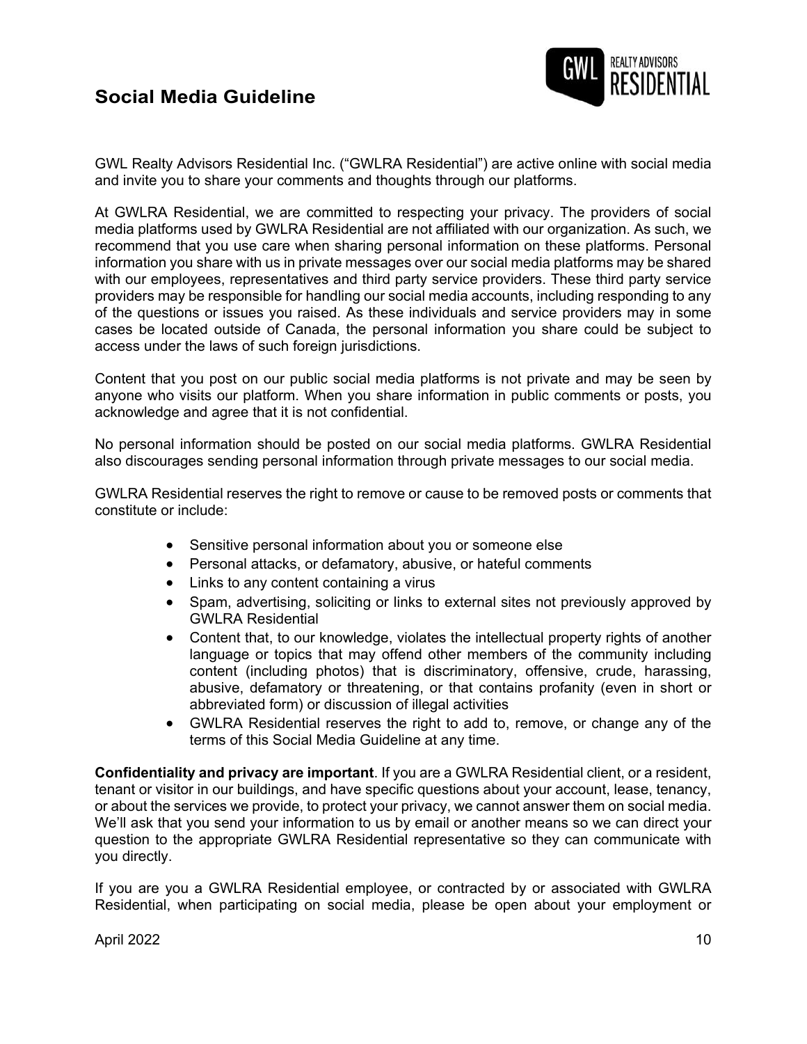# Social Media Guideline

GWL Realty Advisors Residential Inc. ("GWLRA Residential") are active online with social media and invite you to share your comments and thoughts through our platforms.

At GWLRA Residential, we are committed to respecting your privacy. The providers of social media platforms used by GWLRA Residential are not affiliated with our organization. As such, we recommend that you use care when sharing personal information on these platforms. Personal information you share with us in private messages over our social media platforms may be shared with our employees, representatives and third party service providers. These third party service providers may be responsible for handling our social media accounts, including responding to any of the questions or issues you raised. As these individuals and service providers may in some cases be located outside of Canada, the personal information you share could be subject to access under the laws of such foreign jurisdictions.

Content that you post on our public social media platforms is not private and may be seen by anyone who visits our platform. When you share information in public comments or posts, you acknowledge and agree that it is not confidential.

No personal information should be posted on our social media platforms. GWLRA Residential also discourages sending personal information through private messages to our social media.

GWLRA Residential reserves the right to remove or cause to be removed posts or comments that constitute or include:

- Sensitive personal information about you or someone else
- Personal attacks, or defamatory, abusive, or hateful comments
- Links to any content containing a virus
- Spam, advertising, soliciting or links to external sites not previously approved by GWLRA Residential
- Content that, to our knowledge, violates the intellectual property rights of another language or topics that may offend other members of the community including content (including photos) that is discriminatory, offensive, crude, harassing, abusive, defamatory or threatening, or that contains profanity (even in short or abbreviated form) or discussion of illegal activities
- GWLRA Residential reserves the right to add to, remove, or change any of the terms of this Social Media Guideline at any time.

**Confidentiality and privacy are important**. If you are a GWLRA Residential client, or a resident, tenant or visitor in our buildings, and have specific questions about your account, lease, tenancy, or about the services we provide, to protect your privacy, we cannot answer them on social media. We'll ask that you send your information to us by email or another means so we can direct your question to the appropriate GWLRA Residential representative so they can communicate with you directly.

If you are you a GWLRA Residential employee, or contracted by or associated with GWLRA Residential, when participating on social media, please be open about your employment or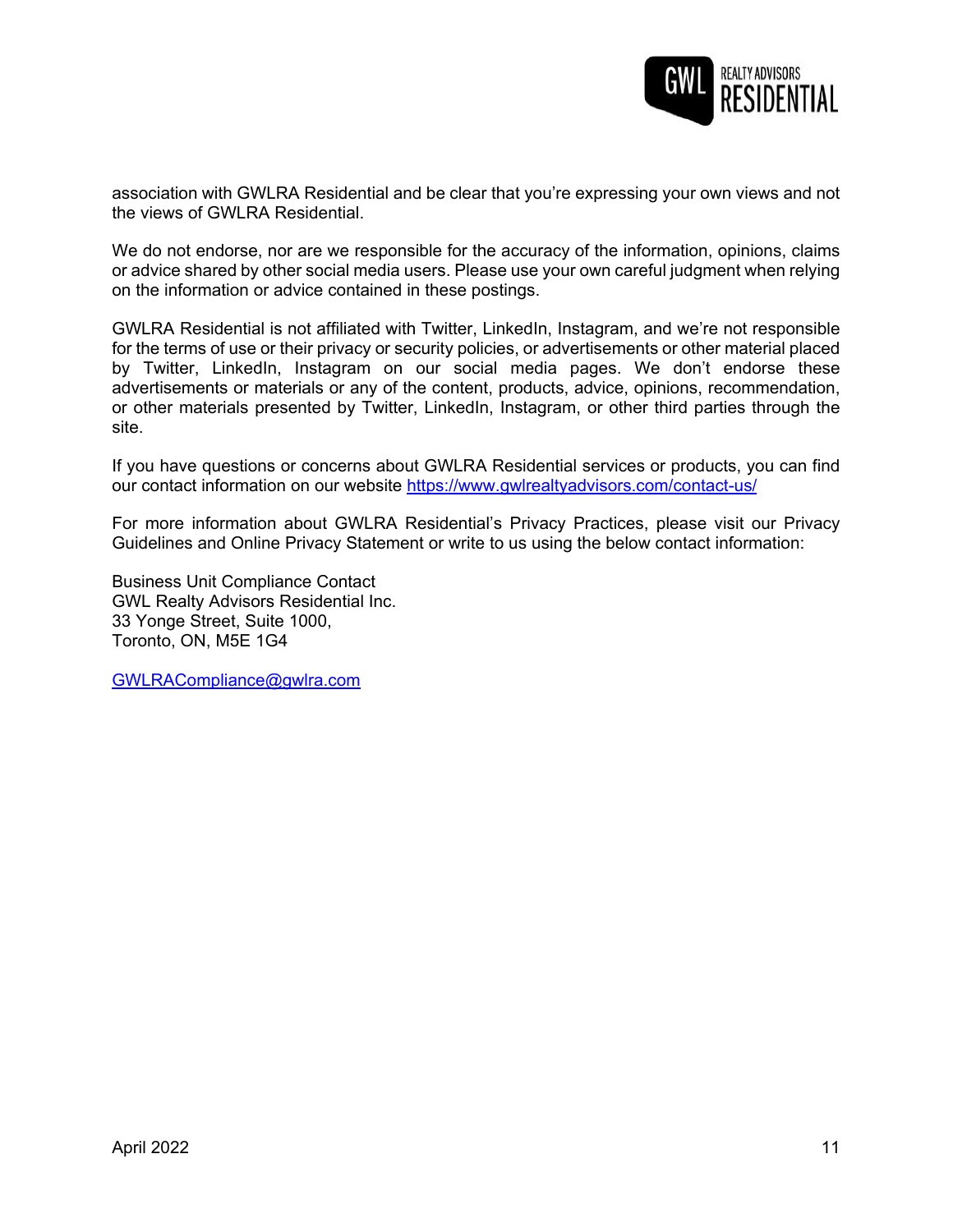association with GWLRA Residential and be clear that you're expressing your own views and not the views of GWLRA Residential.

We do not endorse, nor are we responsible for the accuracy of the information, opinions, claims or advice shared by other social media users. Please use your own careful judgment when relying on the information or advice contained in these postings.

GWLRA Residential is not affiliated with Twitter, LinkedIn, Instagram, and we're not responsible for the terms of use or their privacy or security policies, or advertisements or other material placed by Twitter, LinkedIn, Instagram on our social media pages. We don't endorse these advertisements or materials or any of the content, products, advice, opinions, recommendation, or other materials presented by Twitter, LinkedIn, Instagram, or other third parties through the site.

If you have questions or concerns about GWLRA Residential services or products, you can find our contact information on our website https://www.gwlrealtyadvisors.com/contact-us/

For more information about GWLRA Residential's Privacy Practices, please visit our Privacy Guidelines and Online Privacy Statement or write to us using the below contact information:

Business Unit Compliance Contact
GWL Realty Advisors Residential Inc.
33 Yonge Street, Suite 1000,
Toronto, ON, M5E 1G4

GWLRACompliance@gwlra.com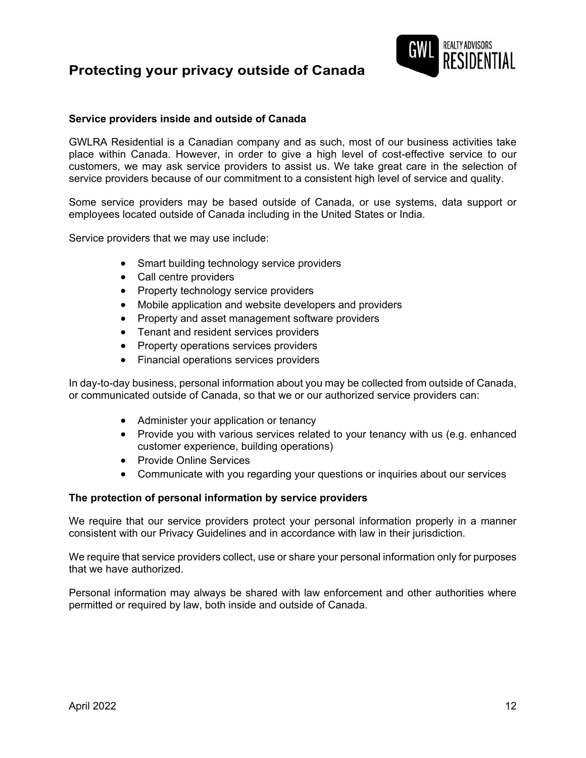# Protecting your privacy outside of Canada

### Service providers inside and outside of Canada

GWLRA Residential is a Canadian company and as such, most of our business activities take place within Canada. However, in order to give a high level of cost-effective service to our customers, we may ask service providers to assist us. We take great care in the selection of service providers because of our commitment to a consistent high level of service and quality.

Some service providers may be based outside of Canada, or use systems, data support or employees located outside of Canada including in the United States or India.

Service providers that we may use include:

- Smart building technology service providers
- Call centre providers
- Property technology service providers
- Mobile application and website developers and providers
- Property and asset management software providers
- Tenant and resident services providers
- Property operations services providers
- Financial operations services providers

In day-to-day business, personal information about you may be collected from outside of Canada, or communicated outside of Canada, so that we or our authorized service providers can:

- Administer your application or tenancy
- Provide you with various services related to your tenancy with us (e.g. enhanced customer experience, building operations)
- Provide Online Services
- Communicate with you regarding your questions or inquiries about our services

### The protection of personal information by service providers

We require that our service providers protect your personal information properly in a manner consistent with our Privacy Guidelines and in accordance with law in their jurisdiction.

We require that service providers collect, use or share your personal information only for purposes that we have authorized.

Personal information may always be shared with law enforcement and other authorities where permitted or required by law, both inside and outside of Canada.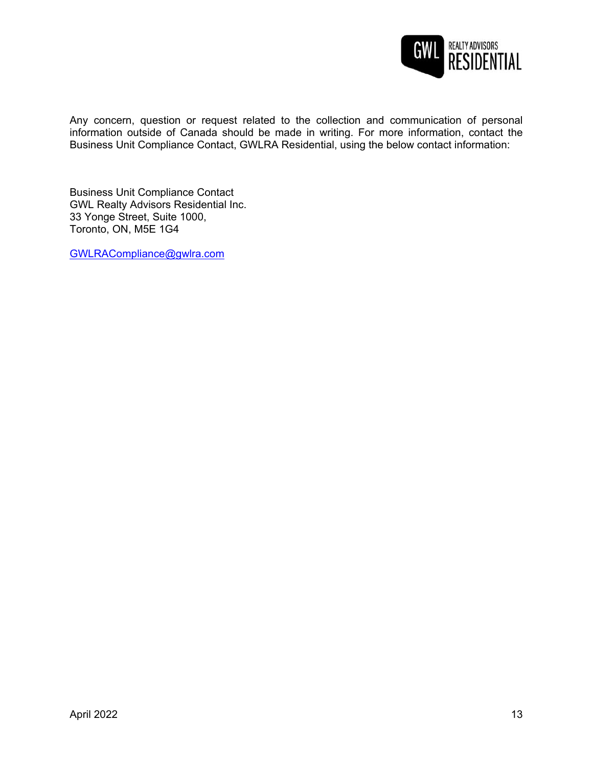Any concern, question or request related to the collection and communication of personal information outside of Canada should be made in writing. For more information, contact the Business Unit Compliance Contact, GWLRA Residential, using the below contact information:

Business Unit Compliance Contact
GWL Realty Advisors Residential Inc.
33 Yonge Street, Suite 1000,
Toronto, ON, M5E 1G4

GWLRACompliance@gwlra.com